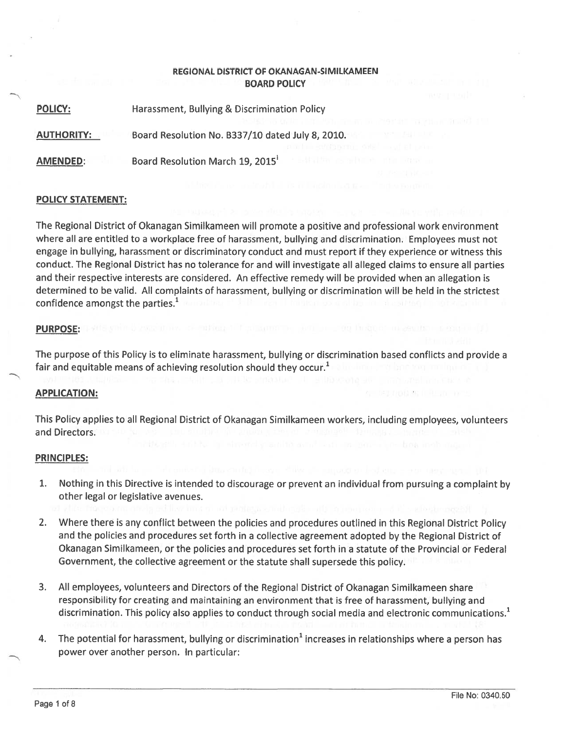**REGIONAL DISTRICT OF OKANAGAN-SIMILKAMEEN**
**BOARD POLICY**

| | |
|---|---|
| **POLICY:** | Harassment, Bullying & Discrimination Policy |
| **AUTHORITY:** | Board Resolution No. B337/10 dated July 8, 2010. |
| **AMENDED:** | Board Resolution March 19, 2015[1] |

## POLICY STATEMENT:

The Regional District of Okanagan Similkameen will promote a positive and professional work environment where all are entitled to a workplace free of harassment, bullying and discrimination. Employees must not engage in bullying, harassment or discriminatory conduct and must report if they experience or witness this conduct. The Regional District has no tolerance for and will investigate all alleged claims to ensure all parties and their respective interests are considered. An effective remedy will be provided when an allegation is determined to be valid. All complaints of harassment, bullying or discrimination will be held in the strictest confidence amongst the parties.[1]

## PURPOSE:

The purpose of this Policy is to eliminate harassment, bullying or discrimination based conflicts and provide a fair and equitable means of achieving resolution should they occur.[1]

## APPLICATION:

This Policy applies to all Regional District of Okanagan Similkameen workers, including employees, volunteers and Directors.

## PRINCIPLES:

1. Nothing in this Directive is intended to discourage or prevent an individual from pursuing a complaint by other legal or legislative avenues.
2. Where there is any conflict between the policies and procedures outlined in this Regional District Policy and the policies and procedures set forth in a collective agreement adopted by the Regional District of Okanagan Similkameen, or the policies and procedures set forth in a statute of the Provincial or Federal Government, the collective agreement or the statute shall supersede this policy.
3. All employees, volunteers and Directors of the Regional District of Okanagan Similkameen share responsibility for creating and maintaining an environment that is free of harassment, bullying and discrimination. This policy also applies to conduct through social media and electronic communications.[1]
4. The potential for harassment, bullying or discrimination[1] increases in relationships where a person has power over another person. In particular:

File No: 0340.50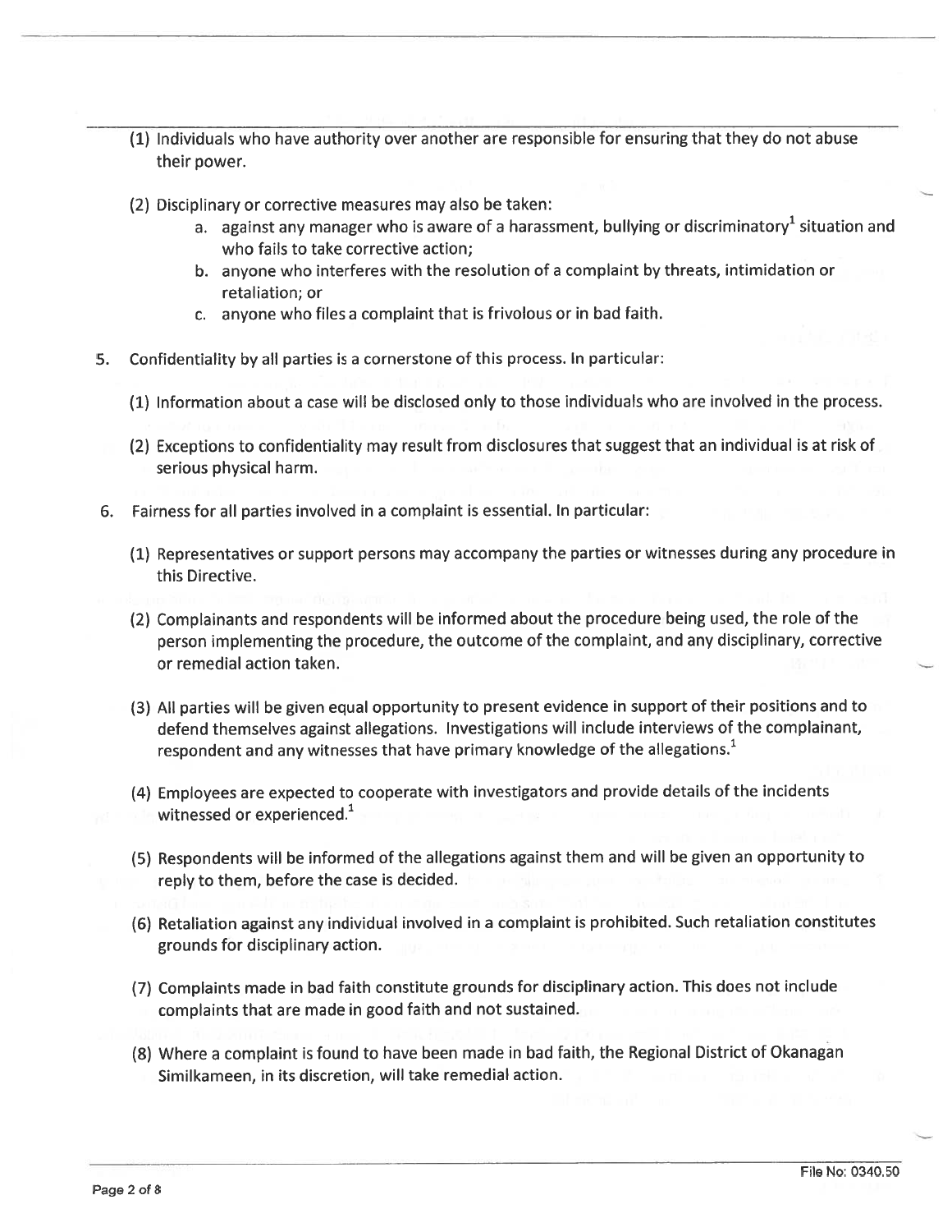(1) Individuals who have authority over another are responsible for ensuring that they do not abuse their power.

(2) Disciplinary or corrective measures may also be taken:

   a. against any manager who is aware of a harassment, bullying or discriminatory[1] situation and who fails to take corrective action;

   b. anyone who interferes with the resolution of a complaint by threats, intimidation or retaliation; or

   c. anyone who files a complaint that is frivolous or in bad faith.

5. Confidentiality by all parties is a cornerstone of this process. In particular:

   (1) Information about a case will be disclosed only to those individuals who are involved in the process.

   (2) Exceptions to confidentiality may result from disclosures that suggest that an individual is at risk of serious physical harm.

6. Fairness for all parties involved in a complaint is essential. In particular:

   (1) Representatives or support persons may accompany the parties or witnesses during any procedure in this Directive.

   (2) Complainants and respondents will be informed about the procedure being used, the role of the person implementing the procedure, the outcome of the complaint, and any disciplinary, corrective or remedial action taken.

   (3) All parties will be given equal opportunity to present evidence in support of their positions and to defend themselves against allegations. Investigations will include interviews of the complainant, respondent and any witnesses that have primary knowledge of the allegations.[1]

   (4) Employees are expected to cooperate with investigators and provide details of the incidents witnessed or experienced.[1]

   (5) Respondents will be informed of the allegations against them and will be given an opportunity to reply to them, before the case is decided.

   (6) Retaliation against any individual involved in a complaint is prohibited. Such retaliation constitutes grounds for disciplinary action.

   (7) Complaints made in bad faith constitute grounds for disciplinary action. This does not include complaints that are made in good faith and not sustained.

   (8) Where a complaint is found to have been made in bad faith, the Regional District of Okanagan Similkameen, in its discretion, will take remedial action.

File No: 0340.50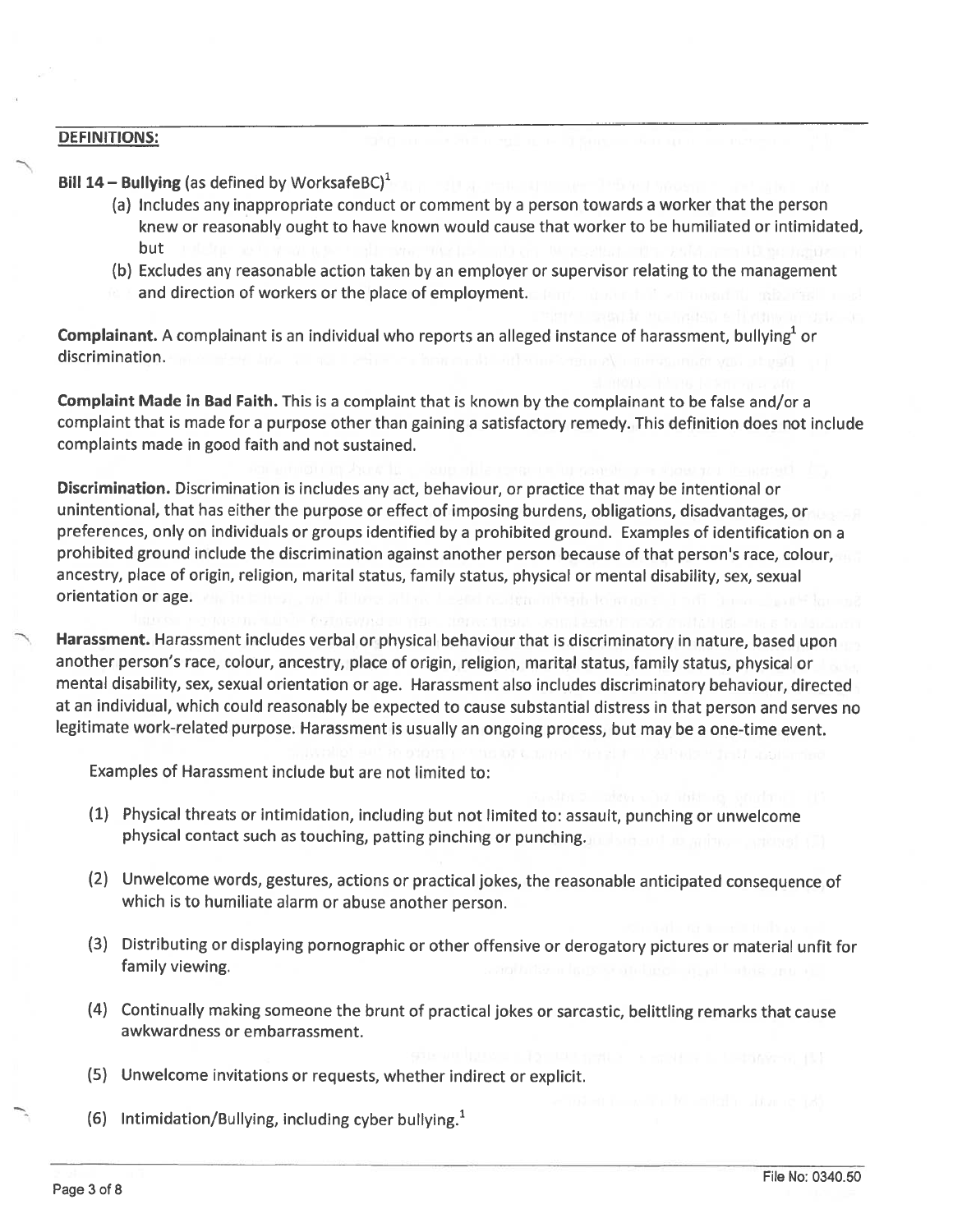**DEFINITIONS:**

**Bill 14 – Bullying** (as defined by WorksafeBC)[1]

(a) Includes any inappropriate conduct or comment by a person towards a worker that the person knew or reasonably ought to have known would cause that worker to be humiliated or intimidated, but

(b) Excludes any reasonable action taken by an employer or supervisor relating to the management and direction of workers or the place of employment.

**Complainant.** A complainant is an individual who reports an alleged instance of harassment, bullying[1] or discrimination.

**Complaint Made in Bad Faith.** This is a complaint that is known by the complainant to be false and/or a complaint that is made for a purpose other than gaining a satisfactory remedy. This definition does not include complaints made in good faith and not sustained.

**Discrimination.** Discrimination is includes any act, behaviour, or practice that may be intentional or unintentional, that has either the purpose or effect of imposing burdens, obligations, disadvantages, or preferences, only on individuals or groups identified by a prohibited ground. Examples of identification on a prohibited ground include the discrimination against another person because of that person's race, colour, ancestry, place of origin, religion, marital status, family status, physical or mental disability, sex, sexual orientation or age.

**Harassment.** Harassment includes verbal or physical behaviour that is discriminatory in nature, based upon another person's race, colour, ancestry, place of origin, religion, marital status, family status, physical or mental disability, sex, sexual orientation or age. Harassment also includes discriminatory behaviour, directed at an individual, which could reasonably be expected to cause substantial distress in that person and serves no legitimate work-related purpose. Harassment is usually an ongoing process, but may be a one-time event.

Examples of Harassment include but are not limited to:

(1) Physical threats or intimidation, including but not limited to: assault, punching or unwelcome physical contact such as touching, patting pinching or punching.

(2) Unwelcome words, gestures, actions or practical jokes, the reasonable anticipated consequence of which is to humiliate alarm or abuse another person.

(3) Distributing or displaying pornographic or other offensive or derogatory pictures or material unfit for family viewing.

(4) Continually making someone the brunt of practical jokes or sarcastic, belittling remarks that cause awkwardness or embarrassment.

(5) Unwelcome invitations or requests, whether indirect or explicit.

(6) Intimidation/Bullying, including cyber bullying.[1]

File No: 0340.50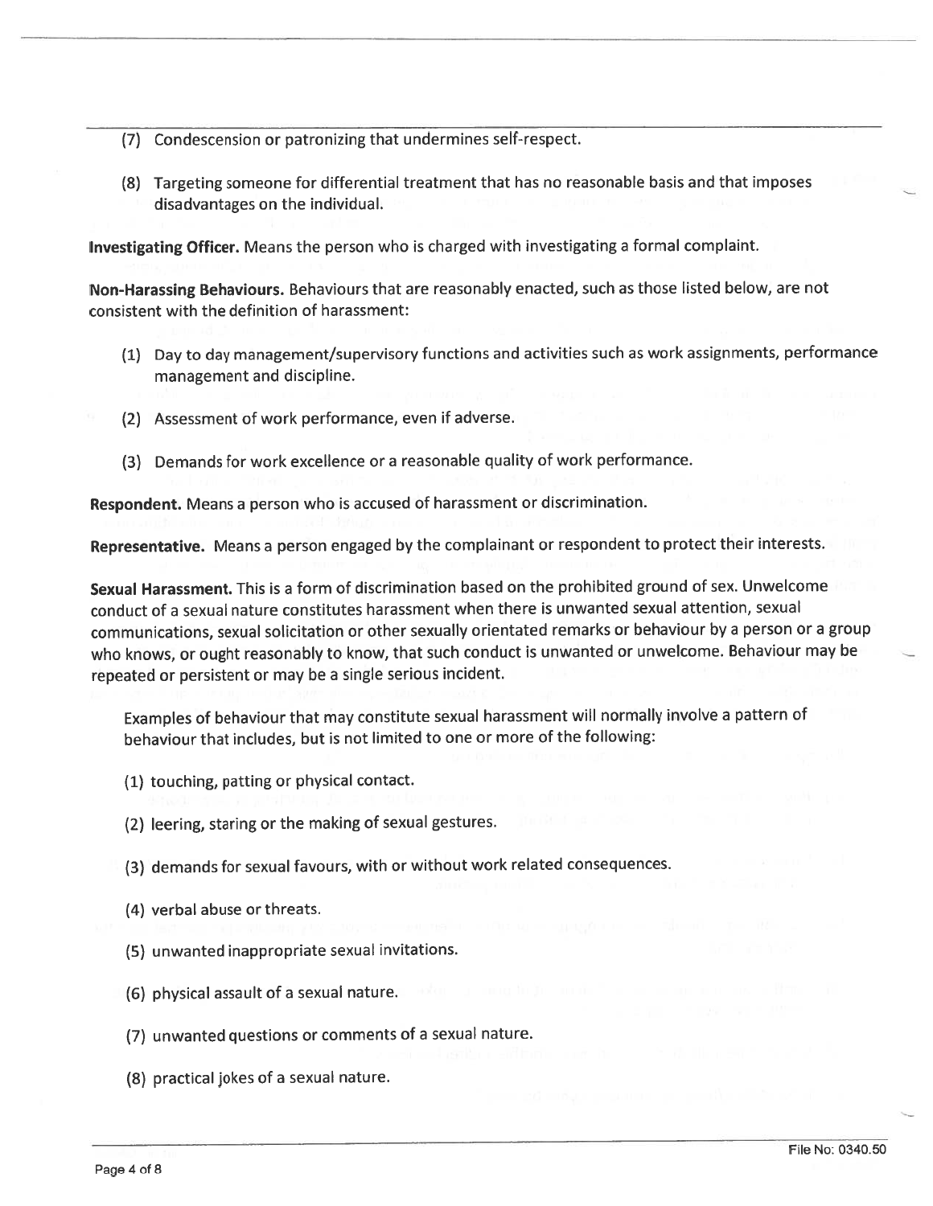(7) Condescension or patronizing that undermines self-respect.

(8) Targeting someone for differential treatment that has no reasonable basis and that imposes disadvantages on the individual.

**Investigating Officer.** Means the person who is charged with investigating a formal complaint.

**Non-Harassing Behaviours.** Behaviours that are reasonably enacted, such as those listed below, are not consistent with the definition of harassment:

(1) Day to day management/supervisory functions and activities such as work assignments, performance management and discipline.

(2) Assessment of work performance, even if adverse.

(3) Demands for work excellence or a reasonable quality of work performance.

**Respondent.** Means a person who is accused of harassment or discrimination.

**Representative.** Means a person engaged by the complainant or respondent to protect their interests.

**Sexual Harassment.** This is a form of discrimination based on the prohibited ground of sex. Unwelcome conduct of a sexual nature constitutes harassment when there is unwanted sexual attention, sexual communications, sexual solicitation or other sexually orientated remarks or behaviour by a person or a group who knows, or ought reasonably to know, that such conduct is unwanted or unwelcome. Behaviour may be repeated or persistent or may be a single serious incident.

Examples of behaviour that may constitute sexual harassment will normally involve a pattern of behaviour that includes, but is not limited to one or more of the following:

(1) touching, patting or physical contact.

(2) leering, staring or the making of sexual gestures.

(3) demands for sexual favours, with or without work related consequences.

(4) verbal abuse or threats.

(5) unwanted inappropriate sexual invitations.

(6) physical assault of a sexual nature.

(7) unwanted questions or comments of a sexual nature.

(8) practical jokes of a sexual nature.

File No: 0340.50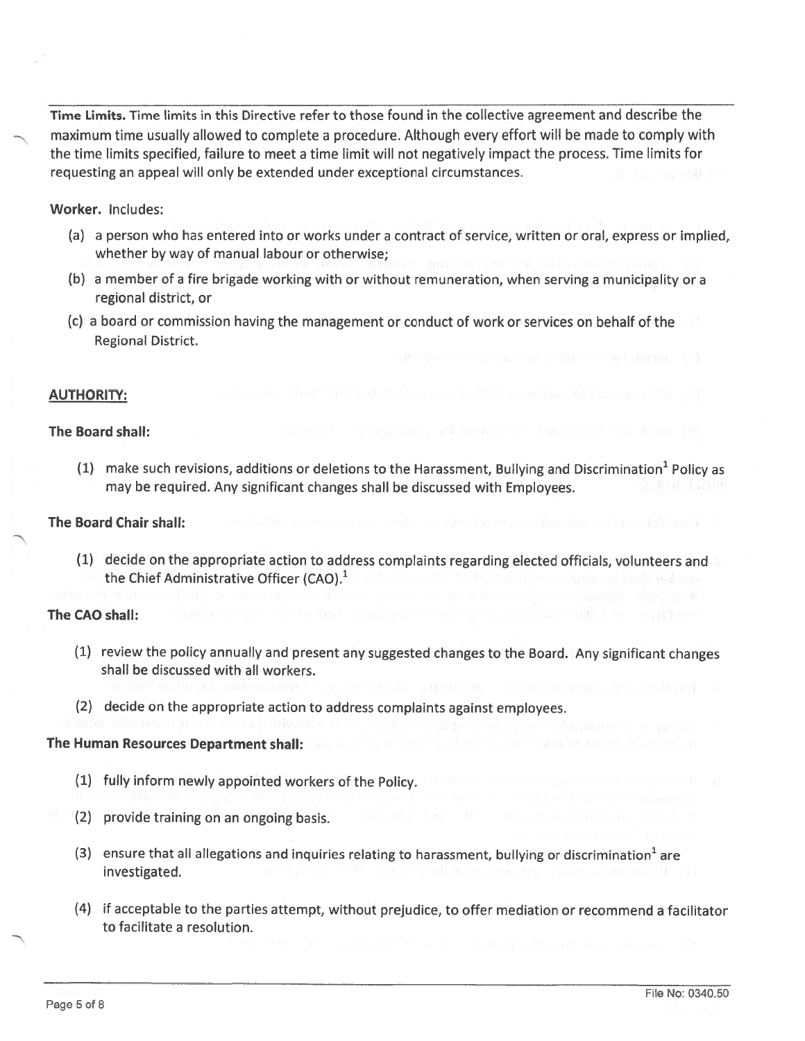**Time Limits.** Time limits in this Directive refer to those found in the collective agreement and describe the maximum time usually allowed to complete a procedure. Although every effort will be made to comply with the time limits specified, failure to meet a time limit will not negatively impact the process. Time limits for requesting an appeal will only be extended under exceptional circumstances.

**Worker.** Includes:

(a) a person who has entered into or works under a contract of service, written or oral, express or implied, whether by way of manual labour or otherwise;

(b) a member of a fire brigade working with or without remuneration, when serving a municipality or a regional district, or

(c) a board or commission having the management or conduct of work or services on behalf of the Regional District.

## AUTHORITY:

**The Board shall:**

(1) make such revisions, additions or deletions to the Harassment, Bullying and Discrimination[1] Policy as may be required. Any significant changes shall be discussed with Employees.

**The Board Chair shall:**

(1) decide on the appropriate action to address complaints regarding elected officials, volunteers and the Chief Administrative Officer (CAO).[1]

**The CAO shall:**

(1) review the policy annually and present any suggested changes to the Board. Any significant changes shall be discussed with all workers.

(2) decide on the appropriate action to address complaints against employees.

**The Human Resources Department shall:**

(1) fully inform newly appointed workers of the Policy.

(2) provide training on an ongoing basis.

(3) ensure that all allegations and inquiries relating to harassment, bullying or discrimination[1] are investigated.

(4) if acceptable to the parties attempt, without prejudice, to offer mediation or recommend a facilitator to facilitate a resolution.

File No: 0340.50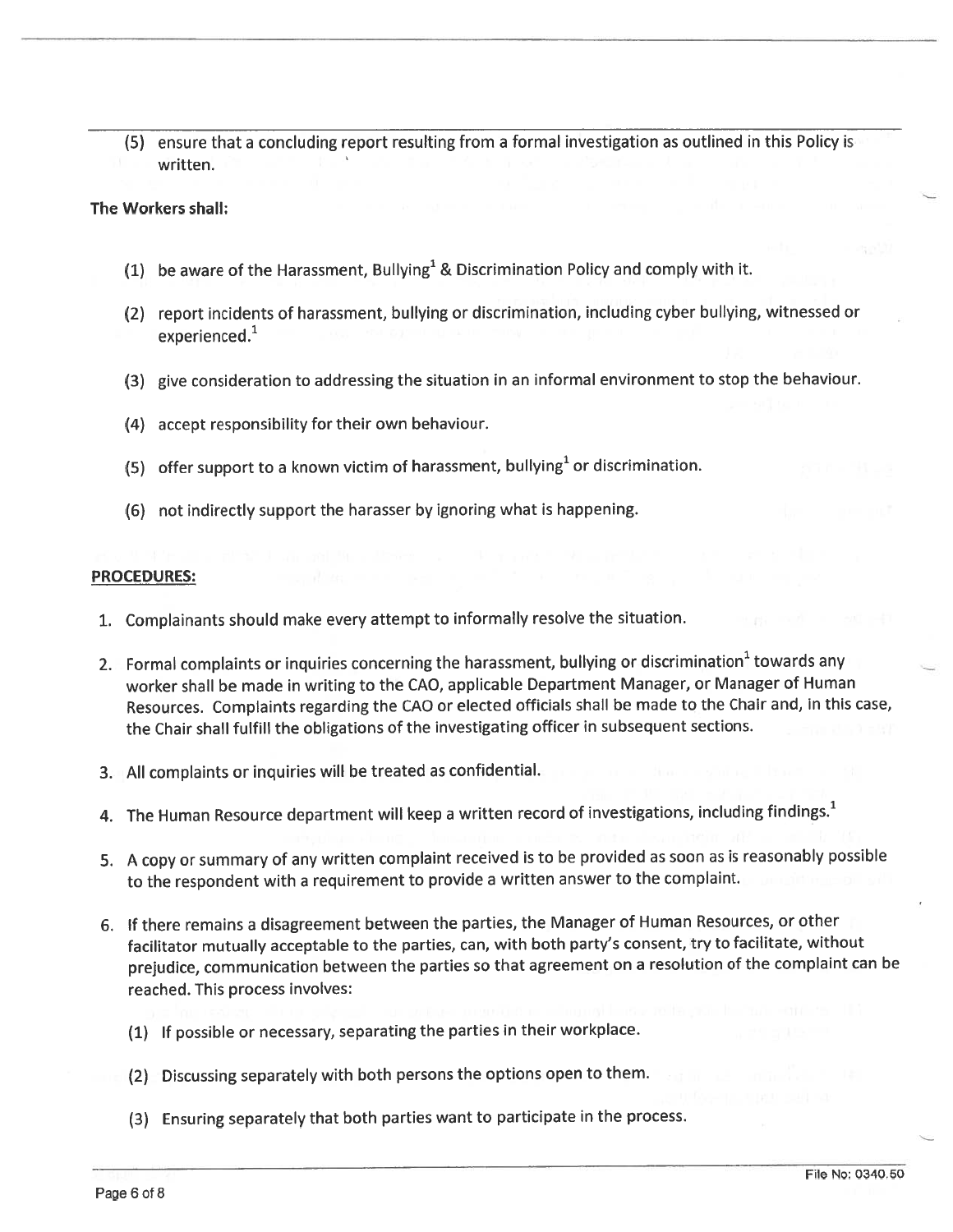(5) ensure that a concluding report resulting from a formal investigation as outlined in this Policy is written.

**The Workers shall:**

(1) be aware of the Harassment, Bullying[1] & Discrimination Policy and comply with it.

(2) report incidents of harassment, bullying or discrimination, including cyber bullying, witnessed or experienced.[1]

(3) give consideration to addressing the situation in an informal environment to stop the behaviour.

(4) accept responsibility for their own behaviour.

(5) offer support to a known victim of harassment, bullying[1] or discrimination.

(6) not indirectly support the harasser by ignoring what is happening.

**PROCEDURES:**

1. Complainants should make every attempt to informally resolve the situation.

2. Formal complaints or inquiries concerning the harassment, bullying or discrimination[1] towards any worker shall be made in writing to the CAO, applicable Department Manager, or Manager of Human Resources. Complaints regarding the CAO or elected officials shall be made to the Chair and, in this case, the Chair shall fulfill the obligations of the investigating officer in subsequent sections.

3. All complaints or inquiries will be treated as confidential.

4. The Human Resource department will keep a written record of investigations, including findings.[1]

5. A copy or summary of any written complaint received is to be provided as soon as is reasonably possible to the respondent with a requirement to provide a written answer to the complaint.

6. If there remains a disagreement between the parties, the Manager of Human Resources, or other facilitator mutually acceptable to the parties, can, with both party's consent, try to facilitate, without prejudice, communication between the parties so that agreement on a resolution of the complaint can be reached. This process involves:

   (1) If possible or necessary, separating the parties in their workplace.

   (2) Discussing separately with both persons the options open to them.

   (3) Ensuring separately that both parties want to participate in the process.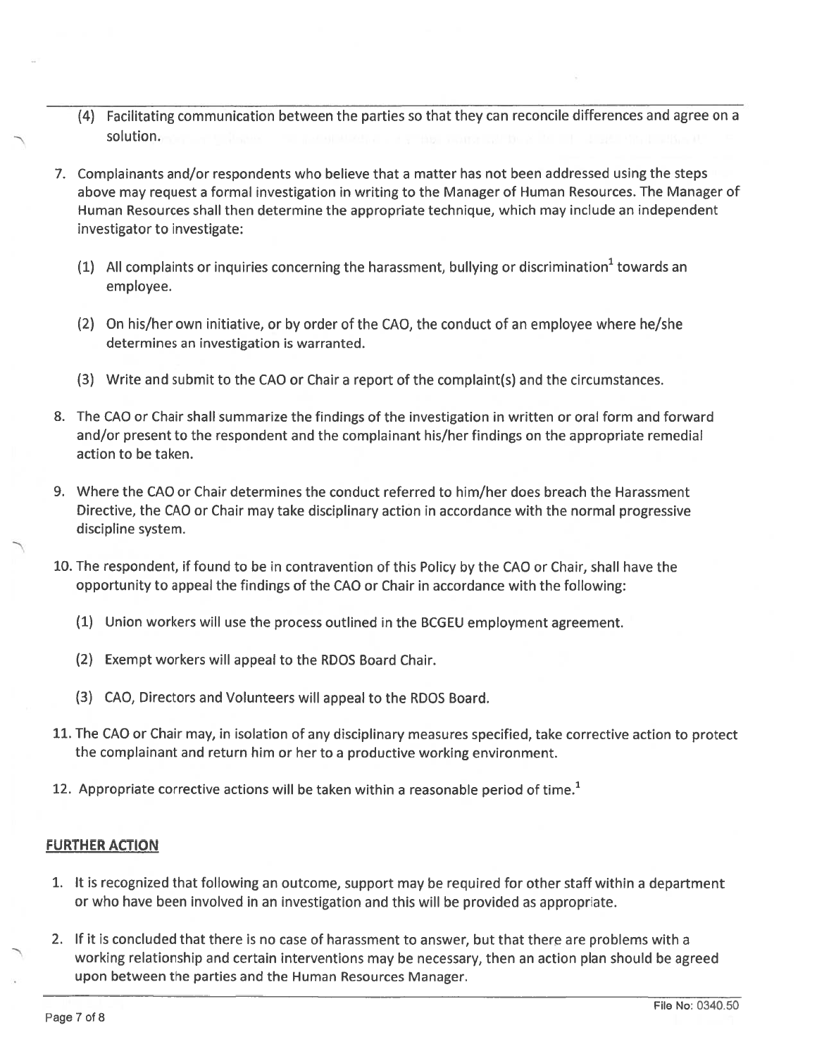(4) Facilitating communication between the parties so that they can reconcile differences and agree on a solution.

7. Complainants and/or respondents who believe that a matter has not been addressed using the steps above may request a formal investigation in writing to the Manager of Human Resources. The Manager of Human Resources shall then determine the appropriate technique, which may include an independent investigator to investigate:

   (1) All complaints or inquiries concerning the harassment, bullying or discrimination[1] towards an employee.

   (2) On his/her own initiative, or by order of the CAO, the conduct of an employee where he/she determines an investigation is warranted.

   (3) Write and submit to the CAO or Chair a report of the complaint(s) and the circumstances.

8. The CAO or Chair shall summarize the findings of the investigation in written or oral form and forward and/or present to the respondent and the complainant his/her findings on the appropriate remedial action to be taken.

9. Where the CAO or Chair determines the conduct referred to him/her does breach the Harassment Directive, the CAO or Chair may take disciplinary action in accordance with the normal progressive discipline system.

10. The respondent, if found to be in contravention of this Policy by the CAO or Chair, shall have the opportunity to appeal the findings of the CAO or Chair in accordance with the following:

    (1) Union workers will use the process outlined in the BCGEU employment agreement.

    (2) Exempt workers will appeal to the RDOS Board Chair.

    (3) CAO, Directors and Volunteers will appeal to the RDOS Board.

11. The CAO or Chair may, in isolation of any disciplinary measures specified, take corrective action to protect the complainant and return him or her to a productive working environment.

12. Appropriate corrective actions will be taken within a reasonable period of time.[1]

## FURTHER ACTION

1. It is recognized that following an outcome, support may be required for other staff within a department or who have been involved in an investigation and this will be provided as appropriate.

2. If it is concluded that there is no case of harassment to answer, but that there are problems with a working relationship and certain interventions may be necessary, then an action plan should be agreed upon between the parties and the Human Resources Manager.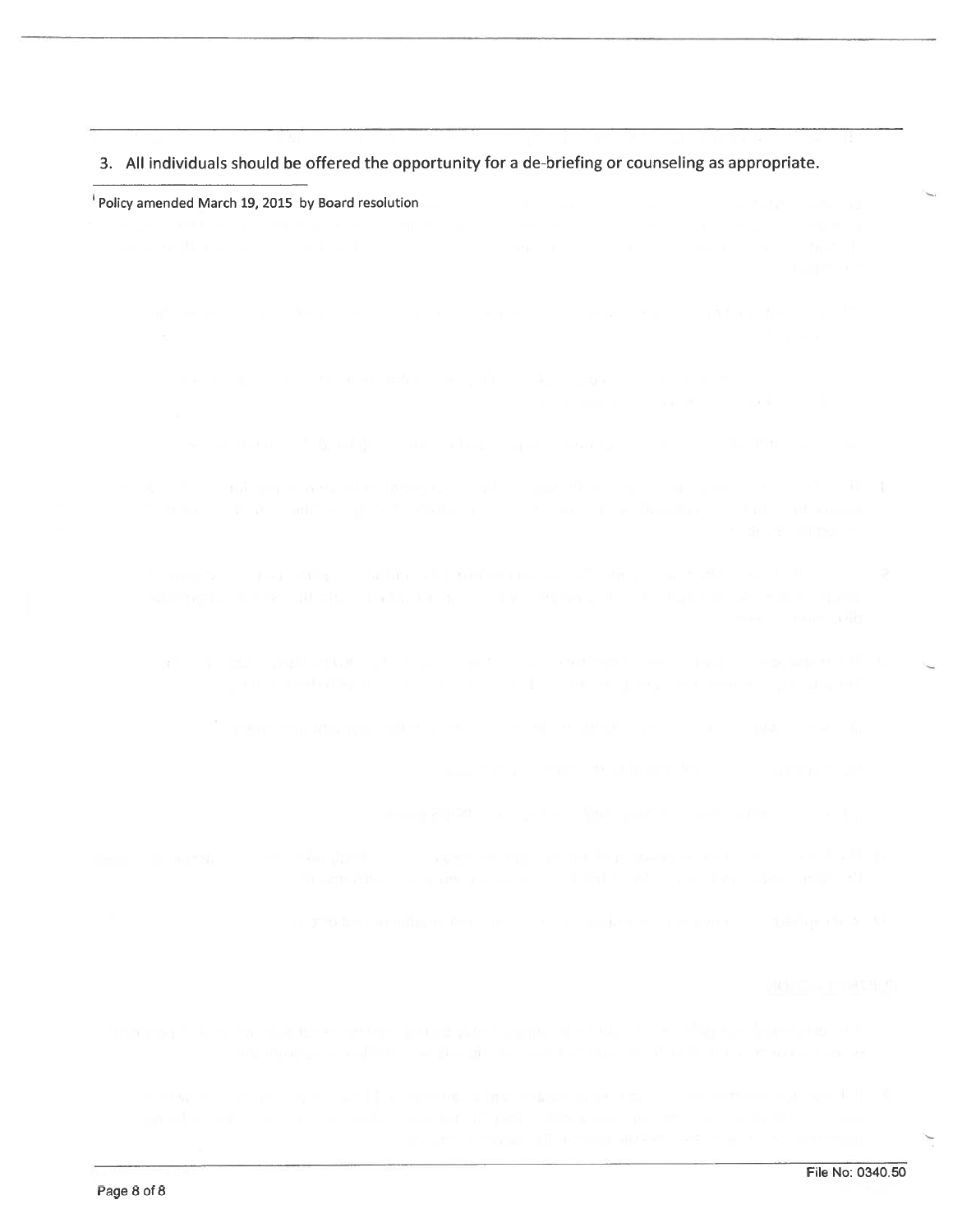3. All individuals should be offered the opportunity for a de-briefing or counseling as appropriate.

[1] Policy amended March 19, 2015 by Board resolution